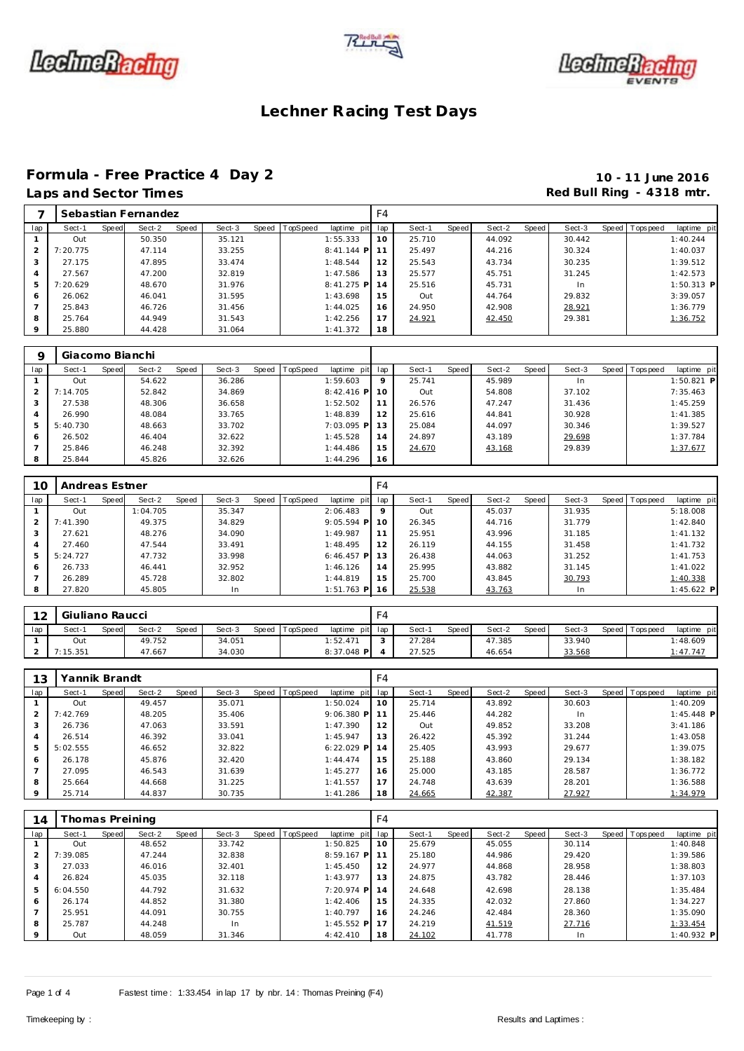# Lechner Racing Test Days

## Formula - Free Practice 4 Day 2

**10 - 11 June 2016**

### Laps and Sector Times

**Red Bull Ring - 4318 mtr.**

| 7 | Sebastian Fernandez | | | | | | | | F4 | | | | | | | | |
|---|---|---|---|---|---|---|---|---|---|---|---|---|---|---|---|---|---|
| lap | Sect-1 | Speed | Sect-2 | Speed | Sect-3 | Speed | TopSpeed | laptime pit | lap | Sect-1 | Speed | Sect-2 | Speed | Sect-3 | Speed | Topspeed | laptime pit |
| 1 | Out | | 50.350 | | 35.121 | | | 1:55.333 | 10 | 25.710 | | 44.092 | | 30.442 | | | 1:40.244 |
| 2 | 7:20.775 | | 47.114 | | 33.255 | | | 8:41.144 P | 11 | 25.497 | | 44.216 | | 30.324 | | | 1:40.037 |
| 3 | 27.175 | | 47.895 | | 33.474 | | | 1:48.544 | 12 | 25.543 | | 43.734 | | 30.235 | | | 1:39.512 |
| 4 | 27.567 | | 47.200 | | 32.819 | | | 1:47.586 | 13 | 25.577 | | 45.751 | | 31.245 | | | 1:42.573 |
| 5 | 7:20.629 | | 48.670 | | 31.976 | | | 8:41.275 P | 14 | 25.516 | | 45.731 | | In | | | 1:50.313 P |
| 6 | 26.062 | | 46.041 | | 31.595 | | | 1:43.698 | 15 | Out | | 44.764 | | 29.832 | | | 3:39.057 |
| 7 | 25.843 | | 46.726 | | 31.456 | | | 1:44.025 | 16 | 24.950 | | 42.908 | | 28.921 | | | 1:36.779 |
| 8 | 25.764 | | 44.949 | | 31.543 | | | 1:42.256 | 17 | 24.921 | | 42.450 | | 29.381 | | | 1:36.752 |
| 9 | 25.880 | | 44.428 | | 31.064 | | | 1:41.372 | 18 | | | | | | | | |

| 9 | Giacomo Bianchi | | | | | | | | | | | | | | | | |
|---|---|---|---|---|---|---|---|---|---|---|---|---|---|---|---|---|---|
| lap | Sect-1 | Speed | Sect-2 | Speed | Sect-3 | Speed | TopSpeed | laptime pit | lap | Sect-1 | Speed | Sect-2 | Speed | Sect-3 | Speed | Topspeed | laptime pit |
| 1 | Out | | 54.622 | | 36.286 | | | 1:59.603 | 9 | 25.741 | | 45.989 | | In | | | 1:50.821 P |
| 2 | 7:14.705 | | 52.842 | | 34.869 | | | 8:42.416 P | 10 | Out | | 54.808 | | 37.102 | | | 7:35.463 |
| 3 | 27.538 | | 48.306 | | 36.658 | | | 1:52.502 | 11 | 26.576 | | 47.247 | | 31.436 | | | 1:45.259 |
| 4 | 26.990 | | 48.084 | | 33.765 | | | 1:48.839 | 12 | 25.616 | | 44.841 | | 30.928 | | | 1:41.385 |
| 5 | 5:40.730 | | 48.663 | | 33.702 | | | 7:03.095 P | 13 | 25.084 | | 44.097 | | 30.346 | | | 1:39.527 |
| 6 | 26.502 | | 46.404 | | 32.622 | | | 1:45.528 | 14 | 24.897 | | 43.189 | | 29.698 | | | 1:37.784 |
| 7 | 25.846 | | 46.248 | | 32.392 | | | 1:44.486 | 15 | 24.670 | | 43.168 | | 29.839 | | | 1:37.677 |
| 8 | 25.844 | | 45.826 | | 32.626 | | | 1:44.296 | 16 | | | | | | | | |

| 10 | Andreas Estner | | | | | | | | F4 | | | | | | | | |
|---|---|---|---|---|---|---|---|---|---|---|---|---|---|---|---|---|---|
| lap | Sect-1 | Speed | Sect-2 | Speed | Sect-3 | Speed | TopSpeed | laptime pit | lap | Sect-1 | Speed | Sect-2 | Speed | Sect-3 | Speed | Topspeed | laptime pit |
| 1 | Out | | 1:04.705 | | 35.347 | | | 2:06.483 | 9 | Out | | 45.037 | | 31.935 | | | 5:18.008 |
| 2 | 7:41.390 | | 49.375 | | 34.829 | | | 9:05.594 P | 10 | 26.345 | | 44.716 | | 31.779 | | | 1:42.840 |
| 3 | 27.621 | | 48.276 | | 34.090 | | | 1:49.987 | 11 | 25.951 | | 43.996 | | 31.185 | | | 1:41.132 |
| 4 | 27.460 | | 47.544 | | 33.491 | | | 1:48.495 | 12 | 26.119 | | 44.155 | | 31.458 | | | 1:41.732 |
| 5 | 5:24.727 | | 47.732 | | 33.998 | | | 6:46.457 P | 13 | 26.438 | | 44.063 | | 31.252 | | | 1:41.753 |
| 6 | 26.733 | | 46.441 | | 32.952 | | | 1:46.126 | 14 | 25.995 | | 43.882 | | 31.145 | | | 1:41.022 |
| 7 | 26.289 | | 45.728 | | 32.802 | | | 1:44.819 | 15 | 25.700 | | 43.845 | | 30.793 | | | 1:40.338 |
| 8 | 27.820 | | 45.805 | | In | | | 1:51.763 P | 16 | 25.538 | | 43.763 | | In | | | 1:45.622 P |

| 12 | Giuliano Raucci | | | | | | | | F4 | | | | | | | | |
|---|---|---|---|---|---|---|---|---|---|---|---|---|---|---|---|---|---|
| lap | Sect-1 | Speed | Sect-2 | Speed | Sect-3 | Speed | TopSpeed | laptime pit | lap | Sect-1 | Speed | Sect-2 | Speed | Sect-3 | Speed | Topspeed | laptime pit |
| 1 | Out | | 49.752 | | 34.051 | | | 1:52.471 | 3 | 27.284 | | 47.385 | | 33.940 | | | 1:48.609 |
| 2 | 7:15.351 | | 47.667 | | 34.030 | | | 8:37.048 P | 4 | 27.525 | | 46.654 | | 33.568 | | | 1:47.747 |

| 13 | Yannik Brandt | | | | | | | | F4 | | | | | | | | |
|---|---|---|---|---|---|---|---|---|---|---|---|---|---|---|---|---|---|
| lap | Sect-1 | Speed | Sect-2 | Speed | Sect-3 | Speed | TopSpeed | laptime pit | lap | Sect-1 | Speed | Sect-2 | Speed | Sect-3 | Speed | Topspeed | laptime pit |
| 1 | Out | | 49.457 | | 35.071 | | | 1:50.024 | 10 | 25.714 | | 43.892 | | 30.603 | | | 1:40.209 |
| 2 | 7:42.769 | | 48.205 | | 35.406 | | | 9:06.380 P | 11 | 25.446 | | 44.282 | | In | | | 1:45.448 P |
| 3 | 26.736 | | 47.063 | | 33.591 | | | 1:47.390 | 12 | Out | | 49.852 | | 33.208 | | | 3:41.186 |
| 4 | 26.514 | | 46.392 | | 33.041 | | | 1:45.947 | 13 | 26.422 | | 45.392 | | 31.244 | | | 1:43.058 |
| 5 | 5:02.555 | | 46.652 | | 32.822 | | | 6:22.029 P | 14 | 25.405 | | 43.993 | | 29.677 | | | 1:39.075 |
| 6 | 26.178 | | 45.876 | | 32.420 | | | 1:44.474 | 15 | 25.188 | | 43.860 | | 29.134 | | | 1:38.182 |
| 7 | 27.095 | | 46.543 | | 31.639 | | | 1:45.277 | 16 | 25.000 | | 43.185 | | 28.587 | | | 1:36.772 |
| 8 | 25.664 | | 44.668 | | 31.225 | | | 1:41.557 | 17 | 24.748 | | 43.639 | | 28.201 | | | 1:36.588 |
| 9 | 25.714 | | 44.837 | | 30.735 | | | 1:41.286 | 18 | 24.665 | | 42.387 | | 27.927 | | | 1:34.979 |

| 14 | Thomas Preining | | | | | | | | F4 | | | | | | | | |
|---|---|---|---|---|---|---|---|---|---|---|---|---|---|---|---|---|---|
| lap | Sect-1 | Speed | Sect-2 | Speed | Sect-3 | Speed | TopSpeed | laptime pit | lap | Sect-1 | Speed | Sect-2 | Speed | Sect-3 | Speed | Topspeed | laptime pit |
| 1 | Out | | 48.652 | | 33.742 | | | 1:50.825 | 10 | 25.679 | | 45.055 | | 30.114 | | | 1:40.848 |
| 2 | 7:39.085 | | 47.244 | | 32.838 | | | 8:59.167 P | 11 | 25.180 | | 44.986 | | 29.420 | | | 1:39.586 |
| 3 | 27.033 | | 46.016 | | 32.401 | | | 1:45.450 | 12 | 24.977 | | 44.868 | | 28.958 | | | 1:38.803 |
| 4 | 26.824 | | 45.035 | | 32.118 | | | 1:43.977 | 13 | 24.875 | | 43.782 | | 28.446 | | | 1:37.103 |
| 5 | 6:04.550 | | 44.792 | | 31.632 | | | 7:20.974 P | 14 | 24.648 | | 42.698 | | 28.138 | | | 1:35.484 |
| 6 | 26.174 | | 44.852 | | 31.380 | | | 1:42.406 | 15 | 24.335 | | 42.032 | | 27.860 | | | 1:34.227 |
| 7 | 25.951 | | 44.091 | | 30.755 | | | 1:40.797 | 16 | 24.246 | | 42.484 | | 28.360 | | | 1:35.090 |
| 8 | 25.787 | | 44.248 | | In | | | 1:45.552 P | 17 | 24.219 | | 41.519 | | 27.716 | | | 1:33.454 |
| 9 | Out | | 48.059 | | 31.346 | | | 4:42.410 | 18 | 24.102 | | 41.778 | | In | | | 1:40.932 P |

Fastest time : 1:33.454 in lap 17 by nbr. 14 : Thomas Preining (F4)

Timekeeping by :

Results and Laptimes :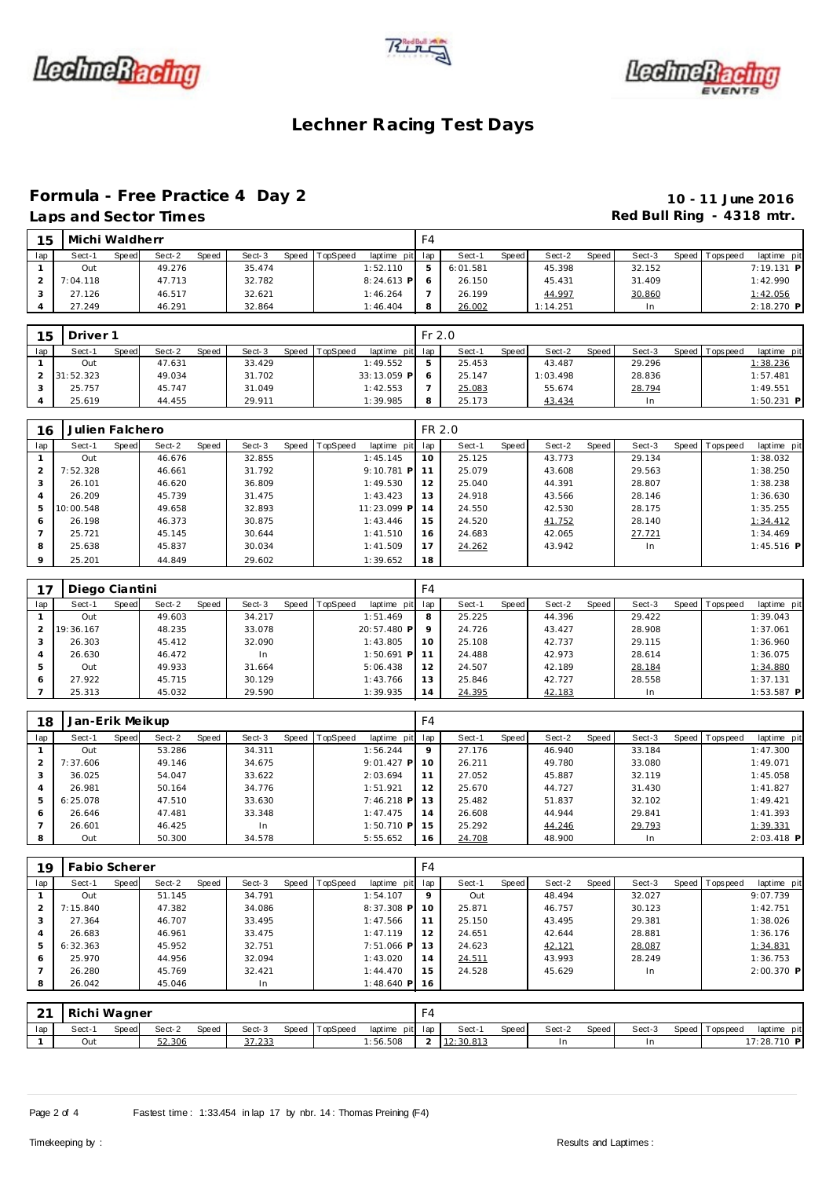# Lechner Racing Test Days

## Formula - Free Practice 4 Day 2

**10 - 11 June 2016**

### Laps and Sector Times

**Red Bull Ring - 4318 mtr.**

| 15 | Michi Waldherr | | | | | | | | F4 | | | | | | | | |
|---|---|---|---|---|---|---|---|---|---|---|---|---|---|---|---|---|---|
| lap | Sect-1 | Speed | Sect-2 | Speed | Sect-3 | Speed | TopSpeed | laptime pit | lap | Sect-1 | Speed | Sect-2 | Speed | Sect-3 | Speed | Topspeed | laptime pit |
| 1 | Out | | 49.276 | | 35.474 | | | 1:52.110 | 5 | 6:01.581 | | 45.398 | | 32.152 | | | 7:19.131 P |
| 2 | 7:04.118 | | 47.713 | | 32.782 | | | 8:24.613 P | 6 | 26.150 | | 45.431 | | 31.409 | | | 1:42.990 |
| 3 | 27.126 | | 46.517 | | 32.621 | | | 1:46.264 | 7 | 26.199 | | 44.997 | | 30.860 | | | 1:42.056 |
| 4 | 27.249 | | 46.291 | | 32.864 | | | 1:46.404 | 8 | 26.002 | | 1:14.251 | | In | | | 2:18.270 P |

| 15 | Driver 1 | | | | | | | | Fr 2.0 | | | | | | | | |
|---|---|---|---|---|---|---|---|---|---|---|---|---|---|---|---|---|---|
| lap | Sect-1 | Speed | Sect-2 | Speed | Sect-3 | Speed | TopSpeed | laptime pit | lap | Sect-1 | Speed | Sect-2 | Speed | Sect-3 | Speed | Topspeed | laptime pit |
| 1 | Out | | 47.631 | | 33.429 | | | 1:49.552 | 5 | 25.453 | | 43.487 | | 29.296 | | | 1:38.236 |
| 2 | 31:52.323 | | 49.034 | | 31.702 | | | 33:13.059 P | 6 | 25.147 | | 1:03.498 | | 28.836 | | | 1:57.481 |
| 3 | 25.757 | | 45.747 | | 31.049 | | | 1:42.553 | 7 | 25.083 | | 55.674 | | 28.794 | | | 1:49.551 |
| 4 | 25.619 | | 44.455 | | 29.911 | | | 1:39.985 | 8 | 25.173 | | 43.434 | | In | | | 1:50.231 P |

| 16 | Julien Falchero | | | | | | | | FR 2.0 | | | | | | | | |
|---|---|---|---|---|---|---|---|---|---|---|---|---|---|---|---|---|---|
| lap | Sect-1 | Speed | Sect-2 | Speed | Sect-3 | Speed | TopSpeed | laptime pit | lap | Sect-1 | Speed | Sect-2 | Speed | Sect-3 | Speed | Topspeed | laptime pit |
| 1 | Out | | 46.676 | | 32.855 | | | 1:45.145 | 10 | 25.125 | | 43.773 | | 29.134 | | | 1:38.032 |
| 2 | 7:52.328 | | 46.661 | | 31.792 | | | 9:10.781 P | 11 | 25.079 | | 43.608 | | 29.563 | | | 1:38.250 |
| 3 | 26.101 | | 46.620 | | 36.809 | | | 1:49.530 | 12 | 25.040 | | 44.391 | | 28.807 | | | 1:38.238 |
| 4 | 26.209 | | 45.739 | | 31.475 | | | 1:43.423 | 13 | 24.918 | | 43.566 | | 28.146 | | | 1:36.630 |
| 5 | 10:00.548 | | 49.658 | | 32.893 | | | 11:23.099 P | 14 | 24.550 | | 42.530 | | 28.175 | | | 1:35.255 |
| 6 | 26.198 | | 46.373 | | 30.875 | | | 1:43.446 | 15 | 24.520 | | 41.752 | | 28.140 | | | 1:34.412 |
| 7 | 25.721 | | 45.145 | | 30.644 | | | 1:41.510 | 16 | 24.683 | | 42.065 | | 27.721 | | | 1:34.469 |
| 8 | 25.638 | | 45.837 | | 30.034 | | | 1:41.509 | 17 | 24.262 | | 43.942 | | In | | | 1:45.516 P |
| 9 | 25.201 | | 44.849 | | 29.602 | | | 1:39.652 | 18 | | | | | | | | |

| 17 | Diego Ciantini | | | | | | | | F4 | | | | | | | | |
|---|---|---|---|---|---|---|---|---|---|---|---|---|---|---|---|---|---|
| lap | Sect-1 | Speed | Sect-2 | Speed | Sect-3 | Speed | TopSpeed | laptime pit | lap | Sect-1 | Speed | Sect-2 | Speed | Sect-3 | Speed | Topspeed | laptime pit |
| 1 | Out | | 49.603 | | 34.217 | | | 1:51.469 | 8 | 25.225 | | 44.396 | | 29.422 | | | 1:39.043 |
| 2 | 19:36.167 | | 48.235 | | 33.078 | | | 20:57.480 P | 9 | 24.726 | | 43.427 | | 28.908 | | | 1:37.061 |
| 3 | 26.303 | | 45.412 | | 32.090 | | | 1:43.805 | 10 | 25.108 | | 42.737 | | 29.115 | | | 1:36.960 |
| 4 | 26.630 | | 46.472 | | In | | | 1:50.691 P | 11 | 24.488 | | 42.973 | | 28.614 | | | 1:36.075 |
| 5 | Out | | 49.933 | | 31.664 | | | 5:06.438 | 12 | 24.507 | | 42.189 | | 28.184 | | | 1:34.880 |
| 6 | 27.922 | | 45.715 | | 30.129 | | | 1:43.766 | 13 | 25.846 | | 42.727 | | 28.558 | | | 1:37.131 |
| 7 | 25.313 | | 45.032 | | 29.590 | | | 1:39.935 | 14 | 24.395 | | 42.183 | | In | | | 1:53.587 P |

| 18 | Jan-Erik Meikup | | | | | | | | F4 | | | | | | | | |
|---|---|---|---|---|---|---|---|---|---|---|---|---|---|---|---|---|---|
| lap | Sect-1 | Speed | Sect-2 | Speed | Sect-3 | Speed | TopSpeed | laptime pit | lap | Sect-1 | Speed | Sect-2 | Speed | Sect-3 | Speed | Topspeed | laptime pit |
| 1 | Out | | 53.286 | | 34.311 | | | 1:56.244 | 9 | 27.176 | | 46.940 | | 33.184 | | | 1:47.300 |
| 2 | 7:37.606 | | 49.146 | | 34.675 | | | 9:01.427 P | 10 | 26.211 | | 49.780 | | 33.080 | | | 1:49.071 |
| 3 | 36.025 | | 54.047 | | 33.622 | | | 2:03.694 | 11 | 27.052 | | 45.887 | | 32.119 | | | 1:45.058 |
| 4 | 26.981 | | 50.164 | | 34.776 | | | 1:51.921 | 12 | 25.670 | | 44.727 | | 31.430 | | | 1:41.827 |
| 5 | 6:25.078 | | 47.510 | | 33.630 | | | 7:46.218 P | 13 | 25.482 | | 51.837 | | 32.102 | | | 1:49.421 |
| 6 | 26.646 | | 47.481 | | 33.348 | | | 1:47.475 | 14 | 26.608 | | 44.944 | | 29.841 | | | 1:41.393 |
| 7 | 26.601 | | 46.425 | | In | | | 1:50.710 P | 15 | 25.292 | | 44.246 | | 29.793 | | | 1:39.331 |
| 8 | Out | | 50.300 | | 34.578 | | | 5:55.652 | 16 | 24.708 | | 48.900 | | In | | | 2:03.418 P |

| 19 | Fabio Scherer | | | | | | | | F4 | | | | | | | | |
|---|---|---|---|---|---|---|---|---|---|---|---|---|---|---|---|---|---|
| lap | Sect-1 | Speed | Sect-2 | Speed | Sect-3 | Speed | TopSpeed | laptime pit | lap | Sect-1 | Speed | Sect-2 | Speed | Sect-3 | Speed | Topspeed | laptime pit |
| 1 | Out | | 51.145 | | 34.791 | | | 1:54.107 | 9 | Out | | 48.494 | | 32.027 | | | 9:07.739 |
| 2 | 7:15.840 | | 47.382 | | 34.086 | | | 8:37.308 P | 10 | 25.871 | | 46.757 | | 30.123 | | | 1:42.751 |
| 3 | 27.364 | | 46.707 | | 33.495 | | | 1:47.566 | 11 | 25.150 | | 43.495 | | 29.381 | | | 1:38.026 |
| 4 | 26.683 | | 46.961 | | 33.475 | | | 1:47.119 | 12 | 24.651 | | 42.644 | | 28.881 | | | 1:36.176 |
| 5 | 6:32.363 | | 45.952 | | 32.751 | | | 7:51.066 P | 13 | 24.623 | | 42.121 | | 28.087 | | | 1:34.831 |
| 6 | 25.970 | | 44.956 | | 32.094 | | | 1:43.020 | 14 | 24.511 | | 43.993 | | 28.249 | | | 1:36.753 |
| 7 | 26.280 | | 45.769 | | 32.421 | | | 1:44.470 | 15 | 24.528 | | 45.629 | | In | | | 2:00.370 P |
| 8 | 26.042 | | 45.046 | | In | | | 1:48.640 P | 16 | | | | | | | | |

| 21 | Richi Wagner | | | | | | | | F4 | | | | | | | | |
|---|---|---|---|---|---|---|---|---|---|---|---|---|---|---|---|---|---|
| lap | Sect-1 | Speed | Sect-2 | Speed | Sect-3 | Speed | TopSpeed | laptime pit | lap | Sect-1 | Speed | Sect-2 | Speed | Sect-3 | Speed | Topspeed | laptime pit |
| 1 | Out | | 52.306 | | 37.233 | | | 1:56.508 | 2 | 12:30.813 | | In | | In | | | 17:28.710 P |

Fastest time : 1:33.454 in lap 17 by nbr. 14 : Thomas Preining (F4)

Timekeeping by :

Results and Laptimes :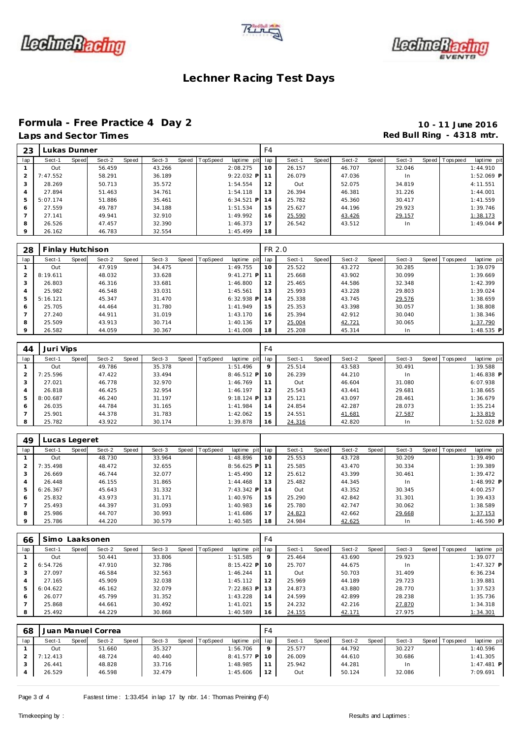# Lechner Racing Test Days

## Formula - Free Practice 4 Day 2

**10 - 11 June 2016**

### Laps and Sector Times

**Red Bull Ring - 4318 mtr.**

| 23 | Lukas Dunner | | | | | | | | F4 | | | | | | | | |
|---|---|---|---|---|---|---|---|---|---|---|---|---|---|---|---|---|---|
| lap | Sect-1 | Speed | Sect-2 | Speed | Sect-3 | Speed | TopSpeed | laptime pit | lap | Sect-1 | Speed | Sect-2 | Speed | Sect-3 | Speed | Topspeed | laptime pit |
| 1 | Out | | 56.459 | | 43.266 | | | 2:08.275 | 10 | 26.157 | | 46.707 | | 32.046 | | | 1:44.910 |
| 2 | 7:47.552 | | 58.291 | | 36.189 | | | 9:22.032 P | 11 | 26.079 | | 47.036 | | In | | | 1:52.069 P |
| 3 | 28.269 | | 50.713 | | 35.572 | | | 1:54.554 | 12 | Out | | 52.075 | | 34.819 | | | 4:11.551 |
| 4 | 27.894 | | 51.463 | | 34.761 | | | 1:54.118 | 13 | 26.394 | | 46.381 | | 31.226 | | | 1:44.001 |
| 5 | 5:07.174 | | 51.886 | | 35.461 | | | 6:34.521 P | 14 | 25.782 | | 45.360 | | 30.417 | | | 1:41.559 |
| 6 | 27.559 | | 49.787 | | 34.188 | | | 1:51.534 | 15 | 25.627 | | 44.196 | | 29.923 | | | 1:39.746 |
| 7 | 27.141 | | 49.941 | | 32.910 | | | 1:49.992 | 16 | 25.590 | | 43.426 | | 29.157 | | | 1:38.173 |
| 8 | 26.526 | | 47.457 | | 32.390 | | | 1:46.373 | 17 | 26.542 | | 43.512 | | In | | | 1:49.044 P |
| 9 | 26.162 | | 46.783 | | 32.554 | | | 1:45.499 | 18 | | | | | | | | |

| 28 | Finlay Hutchison | | | | | | | | FR 2.0 | | | | | | | | |
|---|---|---|---|---|---|---|---|---|---|---|---|---|---|---|---|---|---|
| lap | Sect-1 | Speed | Sect-2 | Speed | Sect-3 | Speed | TopSpeed | laptime pit | lap | Sect-1 | Speed | Sect-2 | Speed | Sect-3 | Speed | Topspeed | laptime pit |
| 1 | Out | | 47.919 | | 34.475 | | | 1:49.755 | 10 | 25.522 | | 43.272 | | 30.285 | | | 1:39.079 |
| 2 | 8:19.611 | | 48.032 | | 33.628 | | | 9:41.271 P | 11 | 25.668 | | 43.902 | | 30.099 | | | 1:39.669 |
| 3 | 26.803 | | 46.316 | | 33.681 | | | 1:46.800 | 12 | 25.465 | | 44.586 | | 32.348 | | | 1:42.399 |
| 4 | 25.982 | | 46.548 | | 33.031 | | | 1:45.561 | 13 | 25.993 | | 43.228 | | 29.803 | | | 1:39.024 |
| 5 | 5:16.121 | | 45.347 | | 31.470 | | | 6:32.938 P | 14 | 25.338 | | 43.745 | | 29.576 | | | 1:38.659 |
| 6 | 25.705 | | 44.464 | | 31.780 | | | 1:41.949 | 15 | 25.353 | | 43.398 | | 30.057 | | | 1:38.808 |
| 7 | 27.240 | | 44.911 | | 31.019 | | | 1:43.170 | 16 | 25.394 | | 42.912 | | 30.040 | | | 1:38.346 |
| 8 | 25.509 | | 43.913 | | 30.714 | | | 1:40.136 | 17 | 25.004 | | 42.721 | | 30.065 | | | 1:37.790 |
| 9 | 26.582 | | 44.059 | | 30.367 | | | 1:41.008 | 18 | 25.208 | | 45.314 | | In | | | 1:48.535 P |

| 44 | Juri Vips | | | | | | | | F4 | | | | | | | | |
|---|---|---|---|---|---|---|---|---|---|---|---|---|---|---|---|---|---|
| lap | Sect-1 | Speed | Sect-2 | Speed | Sect-3 | Speed | TopSpeed | laptime pit | lap | Sect-1 | Speed | Sect-2 | Speed | Sect-3 | Speed | Topspeed | laptime pit |
| 1 | Out | | 49.786 | | 35.378 | | | 1:51.496 | 9 | 25.514 | | 43.583 | | 30.491 | | | 1:39.588 |
| 2 | 7:25.596 | | 47.422 | | 33.494 | | | 8:46.512 P | 10 | 26.239 | | 44.210 | | In | | | 1:46.838 P |
| 3 | 27.021 | | 46.778 | | 32.970 | | | 1:46.769 | 11 | Out | | 46.604 | | 31.080 | | | 6:07.938 |
| 4 | 26.818 | | 46.425 | | 32.954 | | | 1:46.197 | 12 | 25.543 | | 43.441 | | 29.681 | | | 1:38.665 |
| 5 | 8:00.687 | | 46.240 | | 31.197 | | | 9:18.124 P | 13 | 25.121 | | 43.097 | | 28.461 | | | 1:36.679 |
| 6 | 26.035 | | 44.784 | | 31.165 | | | 1:41.984 | 14 | 24.854 | | 42.287 | | 28.073 | | | 1:35.214 |
| 7 | 25.901 | | 44.378 | | 31.783 | | | 1:42.062 | 15 | 24.551 | | 41.681 | | 27.587 | | | 1:33.819 |
| 8 | 25.782 | | 43.922 | | 30.174 | | | 1:39.878 | 16 | 24.316 | | 42.820 | | In | | | 1:52.028 P |

| 49 | Lucas Legeret | | | | | | | | | | | | | | | | |
|---|---|---|---|---|---|---|---|---|---|---|---|---|---|---|---|---|---|
| lap | Sect-1 | Speed | Sect-2 | Speed | Sect-3 | Speed | TopSpeed | laptime pit | lap | Sect-1 | Speed | Sect-2 | Speed | Sect-3 | Speed | Topspeed | laptime pit |
| 1 | Out | | 48.730 | | 33.964 | | | 1:48.896 | 10 | 25.553 | | 43.728 | | 30.209 | | | 1:39.490 |
| 2 | 7:35.498 | | 48.472 | | 32.655 | | | 8:56.625 P | 11 | 25.585 | | 43.470 | | 30.334 | | | 1:39.389 |
| 3 | 26.669 | | 46.744 | | 32.077 | | | 1:45.490 | 12 | 25.612 | | 43.399 | | 30.461 | | | 1:39.472 |
| 4 | 26.448 | | 46.155 | | 31.865 | | | 1:44.468 | 13 | 25.482 | | 44.345 | | In | | | 1:48.992 P |
| 5 | 6:26.367 | | 45.643 | | 31.332 | | | 7:43.342 P | 14 | Out | | 43.352 | | 30.345 | | | 4:00.257 |
| 6 | 25.832 | | 43.973 | | 31.171 | | | 1:40.976 | 15 | 25.290 | | 42.842 | | 31.301 | | | 1:39.433 |
| 7 | 25.493 | | 44.397 | | 31.093 | | | 1:40.983 | 16 | 25.780 | | 42.747 | | 30.062 | | | 1:38.589 |
| 8 | 25.986 | | 44.707 | | 30.993 | | | 1:41.686 | 17 | 24.823 | | 42.662 | | 29.668 | | | 1:37.153 |
| 9 | 25.786 | | 44.220 | | 30.579 | | | 1:40.585 | 18 | 24.984 | | 42.625 | | In | | | 1:46.590 P |

| 66 | Simo Laaksonen | | | | | | | | F4 | | | | | | | | |
|---|---|---|---|---|---|---|---|---|---|---|---|---|---|---|---|---|---|
| lap | Sect-1 | Speed | Sect-2 | Speed | Sect-3 | Speed | TopSpeed | laptime pit | lap | Sect-1 | Speed | Sect-2 | Speed | Sect-3 | Speed | Topspeed | laptime pit |
| 1 | Out | | 50.441 | | 33.806 | | | 1:51.585 | 9 | 25.464 | | 43.690 | | 29.923 | | | 1:39.077 |
| 2 | 6:54.726 | | 47.910 | | 32.786 | | | 8:15.422 P | 10 | 25.707 | | 44.675 | | In | | | 1:47.327 P |
| 3 | 27.097 | | 46.584 | | 32.563 | | | 1:46.244 | 11 | Out | | 50.703 | | 31.409 | | | 6:36.234 |
| 4 | 27.165 | | 45.909 | | 32.038 | | | 1:45.112 | 12 | 25.969 | | 44.189 | | 29.723 | | | 1:39.881 |
| 5 | 6:04.622 | | 46.162 | | 32.079 | | | 7:22.863 P | 13 | 24.873 | | 43.880 | | 28.770 | | | 1:37.523 |
| 6 | 26.077 | | 45.799 | | 31.352 | | | 1:43.228 | 14 | 24.599 | | 42.899 | | 28.238 | | | 1:35.736 |
| 7 | 25.868 | | 44.661 | | 30.492 | | | 1:41.021 | 15 | 24.232 | | 42.216 | | 27.870 | | | 1:34.318 |
| 8 | 25.492 | | 44.229 | | 30.868 | | | 1:40.589 | 16 | 24.155 | | 42.171 | | 27.975 | | | 1:34.301 |

| 68 | Juan Manuel Correa | | | | | | | | F4 | | | | | | | | |
|---|---|---|---|---|---|---|---|---|---|---|---|---|---|---|---|---|---|
| lap | Sect-1 | Speed | Sect-2 | Speed | Sect-3 | Speed | TopSpeed | laptime pit | lap | Sect-1 | Speed | Sect-2 | Speed | Sect-3 | Speed | Topspeed | laptime pit |
| 1 | Out | | 51.660 | | 35.327 | | | 1:56.706 | 9 | 25.577 | | 44.792 | | 30.227 | | | 1:40.596 |
| 2 | 7:12.413 | | 48.724 | | 40.440 | | | 8:41.577 P | 10 | 26.009 | | 44.610 | | 30.686 | | | 1:41.305 |
| 3 | 26.441 | | 48.828 | | 33.716 | | | 1:48.985 | 11 | 25.942 | | 44.281 | | In | | | 1:47.481 P |
| 4 | 26.529 | | 46.598 | | 32.479 | | | 1:45.606 | 12 | Out | | 50.124 | | 32.086 | | | 7:09.691 |

Fastest time : 1:33.454 in lap 17 by nbr. 14 : Thomas Preining (F4)

Timekeeping by : Results and Laptimes :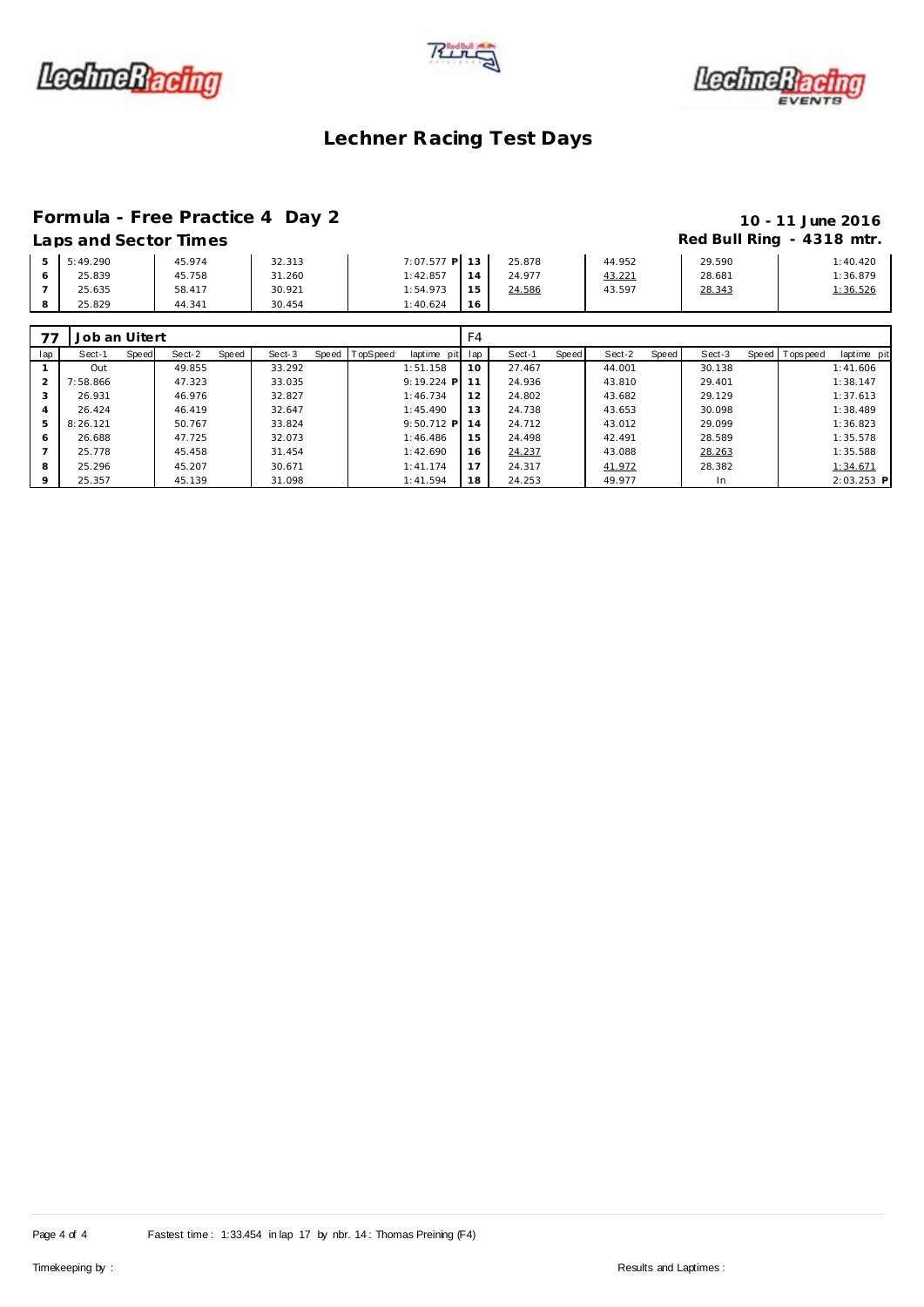# Lechner Racing Test Days

## Formula - Free Practice 4 Day 2

**10 - 11 June 2016**

### Laps and Sector Times

**Red Bull Ring - 4318 mtr.**

| lap | Sect-1 | Speed | Sect-2 | Speed | Sect-3 | Speed | TopSpeed | laptime pit | lap | Sect-1 | Speed | Sect-2 | Speed | Sect-3 | Speed | Topspeed | laptime pit |
|---|---|---|---|---|---|---|---|---|---|---|---|---|---|---|---|---|---|
| 5 | 5:49.290 | | 45.974 | | 32.313 | | | 7:07.577 **P** | 13 | 25.878 | | 44.952 | | 29.590 | | | 1:40.420 |
| 6 | 25.839 | | 45.758 | | 31.260 | | | 1:42.857 | 14 | 24.977 | | 43.221 | | 28.681 | | | 1:36.879 |
| 7 | 25.635 | | 58.417 | | 30.921 | | | 1:54.973 | 15 | 24.586 | | 43.597 | | 28.343 | | | 1:36.526 |
| 8 | 25.829 | | 44.341 | | 30.454 | | | 1:40.624 | 16 | | | | | | | | |

**77 Job an Uitert** — F4

| lap | Sect-1 | Speed | Sect-2 | Speed | Sect-3 | Speed | TopSpeed | laptime pit | lap | Sect-1 | Speed | Sect-2 | Speed | Sect-3 | Speed | Topspeed | laptime pit |
|---|---|---|---|---|---|---|---|---|---|---|---|---|---|---|---|---|---|
| 1 | Out | | 49.855 | | 33.292 | | | 1:51.158 | 10 | 27.467 | | 44.001 | | 30.138 | | | 1:41.606 |
| 2 | 7:58.866 | | 47.323 | | 33.035 | | | 9:19.224 **P** | 11 | 24.936 | | 43.810 | | 29.401 | | | 1:38.147 |
| 3 | 26.931 | | 46.976 | | 32.827 | | | 1:46.734 | 12 | 24.802 | | 43.682 | | 29.129 | | | 1:37.613 |
| 4 | 26.424 | | 46.419 | | 32.647 | | | 1:45.490 | 13 | 24.738 | | 43.653 | | 30.098 | | | 1:38.489 |
| 5 | 8:26.121 | | 50.767 | | 33.824 | | | 9:50.712 **P** | 14 | 24.712 | | 43.012 | | 29.099 | | | 1:36.823 |
| 6 | 26.688 | | 47.725 | | 32.073 | | | 1:46.486 | 15 | 24.498 | | 42.491 | | 28.589 | | | 1:35.578 |
| 7 | 25.778 | | 45.458 | | 31.454 | | | 1:42.690 | 16 | 24.237 | | 43.088 | | 28.263 | | | 1:35.588 |
| 8 | 25.296 | | 45.207 | | 30.671 | | | 1:41.174 | 17 | 24.317 | | 41.972 | | 28.382 | | | 1:34.671 |
| 9 | 25.357 | | 45.139 | | 31.098 | | | 1:41.594 | 18 | 24.253 | | 49.977 | | In | | | 2:03.253 **P** |

Fastest time : 1:33.454 in lap 17 by nbr. 14 : Thomas Preining (F4)

Timekeeping by :

Results and Laptimes :